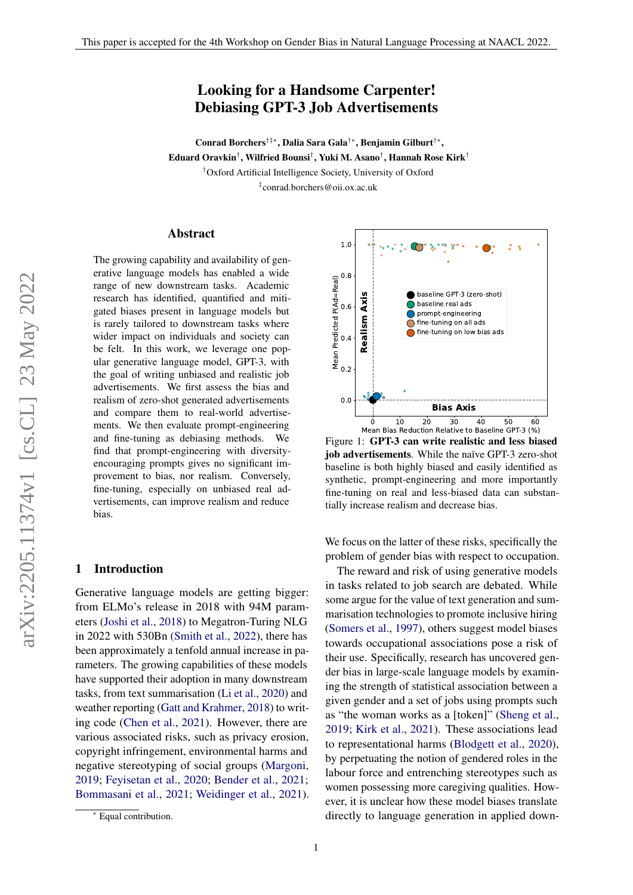This paper is accepted for the 4th Workshop on Gender Bias in Natural Language Processing at NAACL 2022.

# Looking for a Handsome Carpenter! Debiasing GPT-3 Job Advertisements

**Conrad Borchers**[†‡*], **Dalia Sara Gala**[†*], **Benjamin Gilburt**[†*], **Eduard Oravkin**[†], **Wilfried Bounsi**[†], **Yuki M. Asano**[†], **Hannah Rose Kirk**[†]

[†]Oxford Artificial Intelligence Society, University of Oxford

[‡]conrad.borchers@oii.ox.ac.uk

## Abstract

The growing capability and availability of generative language models has enabled a wide range of new downstream tasks. Academic research has identified, quantified and mitigated biases present in language models but is rarely tailored to downstream tasks where wider impact on individuals and society can be felt. In this work, we leverage one popular generative language model, GPT-3, with the goal of writing unbiased and realistic job advertisements. We first assess the bias and realism of zero-shot generated advertisements and compare them to real-world advertisements. We then evaluate prompt-engineering and fine-tuning as debiasing methods. We find that prompt-engineering with diversity-encouraging prompts gives no significant improvement to bias, nor realism. Conversely, fine-tuning, especially on unbiased real advertisements, can improve realism and reduce bias.

Figure 1: **GPT-3 can write realistic and less biased job advertisements**. While the naïve GPT-3 zero-shot baseline is both highly biased and easily identified as synthetic, prompt-engineering and more importantly fine-tuning on real and less-biased data can substantially increase realism and decrease bias.

## 1 Introduction

Generative language models are getting bigger: from ELMo's release in 2018 with 94M parameters (Joshi et al., 2018) to Megatron-Turing NLG in 2022 with 530Bn (Smith et al., 2022), there has been approximately a tenfold annual increase in parameters. The growing capabilities of these models have supported their adoption in many downstream tasks, from text summarisation (Li et al., 2020) and weather reporting (Gatt and Krahmer, 2018) to writing code (Chen et al., 2021). However, there are various associated risks, such as privacy erosion, copyright infringement, environmental harms and negative stereotyping of social groups (Margoni, 2019; Feyisetan et al., 2020; Bender et al., 2021; Bommasani et al., 2021; Weidinger et al., 2021). We focus on the latter of these risks, specifically the problem of gender bias with respect to occupation.

The reward and risk of using generative models in tasks related to job search are debated. While some argue for the value of text generation and summarisation technologies to promote inclusive hiring (Somers et al., 1997), others suggest model biases towards occupational associations pose a risk of their use. Specifically, research has uncovered gender bias in large-scale language models by examining the strength of statistical association between a given gender and a set of jobs using prompts such as "the woman works as a [token]" (Sheng et al., 2019; Kirk et al., 2021). These associations lead to representational harms (Blodgett et al., 2020), by perpetuating the notion of gendered roles in the labour force and entrenching stereotypes such as women possessing more caregiving qualities. However, it is unclear how these model biases translate directly to language generation in applied down-

[*] Equal contribution.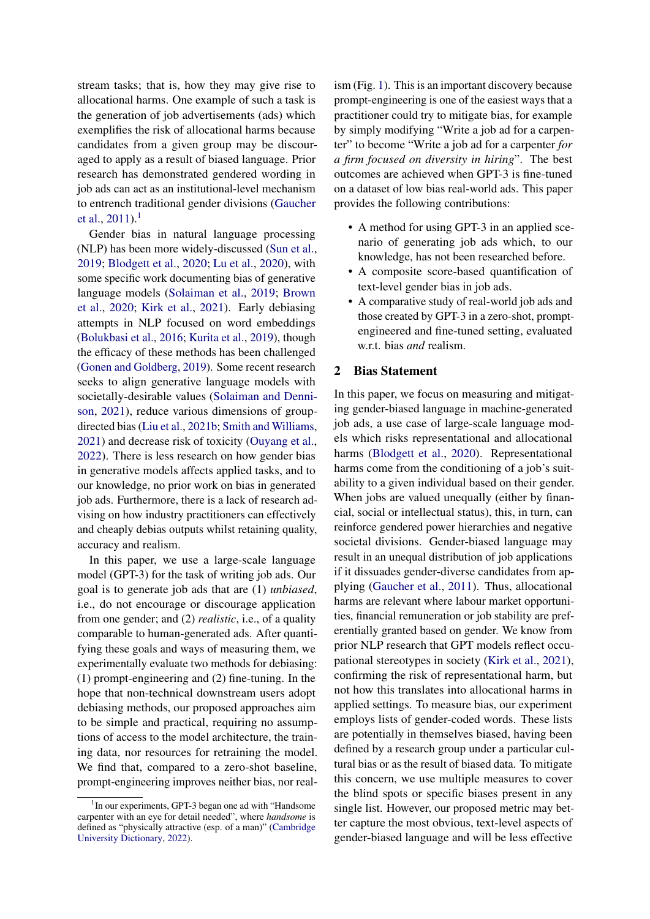stream tasks; that is, how they may give rise to allocational harms. One example of such a task is the generation of job advertisements (ads) which exemplifies the risk of allocational harms because candidates from a given group may be discouraged to apply as a result of biased language. Prior research has demonstrated gendered wording in job ads can act as an institutional-level mechanism to entrench traditional gender divisions (Gaucher et al., 2011).[1]

Gender bias in natural language processing (NLP) has been more widely-discussed (Sun et al., 2019; Blodgett et al., 2020; Lu et al., 2020), with some specific work documenting bias of generative language models (Solaiman et al., 2019; Brown et al., 2020; Kirk et al., 2021). Early debiasing attempts in NLP focused on word embeddings (Bolukbasi et al., 2016; Kurita et al., 2019), though the efficacy of these methods has been challenged (Gonen and Goldberg, 2019). Some recent research seeks to align generative language models with societally-desirable values (Solaiman and Dennison, 2021), reduce various dimensions of group-directed bias (Liu et al., 2021b; Smith and Williams, 2021) and decrease risk of toxicity (Ouyang et al., 2022). There is less research on how gender bias in generative models affects applied tasks, and to our knowledge, no prior work on bias in generated job ads. Furthermore, there is a lack of research advising on how industry practitioners can effectively and cheaply debias outputs whilst retaining quality, accuracy and realism.

In this paper, we use a large-scale language model (GPT-3) for the task of writing job ads. Our goal is to generate job ads that are (1) *unbiased*, i.e., do not encourage or discourage application from one gender; and (2) *realistic*, i.e., of a quality comparable to human-generated ads. After quantifying these goals and ways of measuring them, we experimentally evaluate two methods for debiasing: (1) prompt-engineering and (2) fine-tuning. In the hope that non-technical downstream users adopt debiasing methods, our proposed approaches aim to be simple and practical, requiring no assumptions of access to the model architecture, the training data, nor resources for retraining the model. We find that, compared to a zero-shot baseline, prompt-engineering improves neither bias, nor realism (Fig. 1). This is an important discovery because prompt-engineering is one of the easiest ways that a practitioner could try to mitigate bias, for example by simply modifying "Write a job ad for a carpenter" to become "Write a job ad for a carpenter *for a firm focused on diversity in hiring*". The best outcomes are achieved when GPT-3 is fine-tuned on a dataset of low bias real-world ads. This paper provides the following contributions:

- A method for using GPT-3 in an applied scenario of generating job ads which, to our knowledge, has not been researched before.
- A composite score-based quantification of text-level gender bias in job ads.
- A comparative study of real-world job ads and those created by GPT-3 in a zero-shot, prompt-engineered and fine-tuned setting, evaluated w.r.t. bias *and* realism.

## 2 Bias Statement

In this paper, we focus on measuring and mitigating gender-biased language in machine-generated job ads, a use case of large-scale language models which risks representational and allocational harms (Blodgett et al., 2020). Representational harms come from the conditioning of a job's suitability to a given individual based on their gender. When jobs are valued unequally (either by financial, social or intellectual status), this, in turn, can reinforce gendered power hierarchies and negative societal divisions. Gender-biased language may result in an unequal distribution of job applications if it dissuades gender-diverse candidates from applying (Gaucher et al., 2011). Thus, allocational harms are relevant where labour market opportunities, financial remuneration or job stability are preferentially granted based on gender. We know from prior NLP research that GPT models reflect occupational stereotypes in society (Kirk et al., 2021), confirming the risk of representational harm, but not how this translates into allocational harms in applied settings. To measure bias, our experiment employs lists of gender-coded words. These lists are potentially in themselves biased, having been defined by a research group under a particular cultural bias or as the result of biased data. To mitigate this concern, we use multiple measures to cover the blind spots or specific biases present in any single list. However, our proposed metric may better capture the most obvious, text-level aspects of gender-biased language and will be less effective

[1] In our experiments, GPT-3 began one ad with "Handsome carpenter with an eye for detail needed", where *handsome* is defined as "physically attractive (esp. of a man)" (Cambridge University Dictionary, 2022).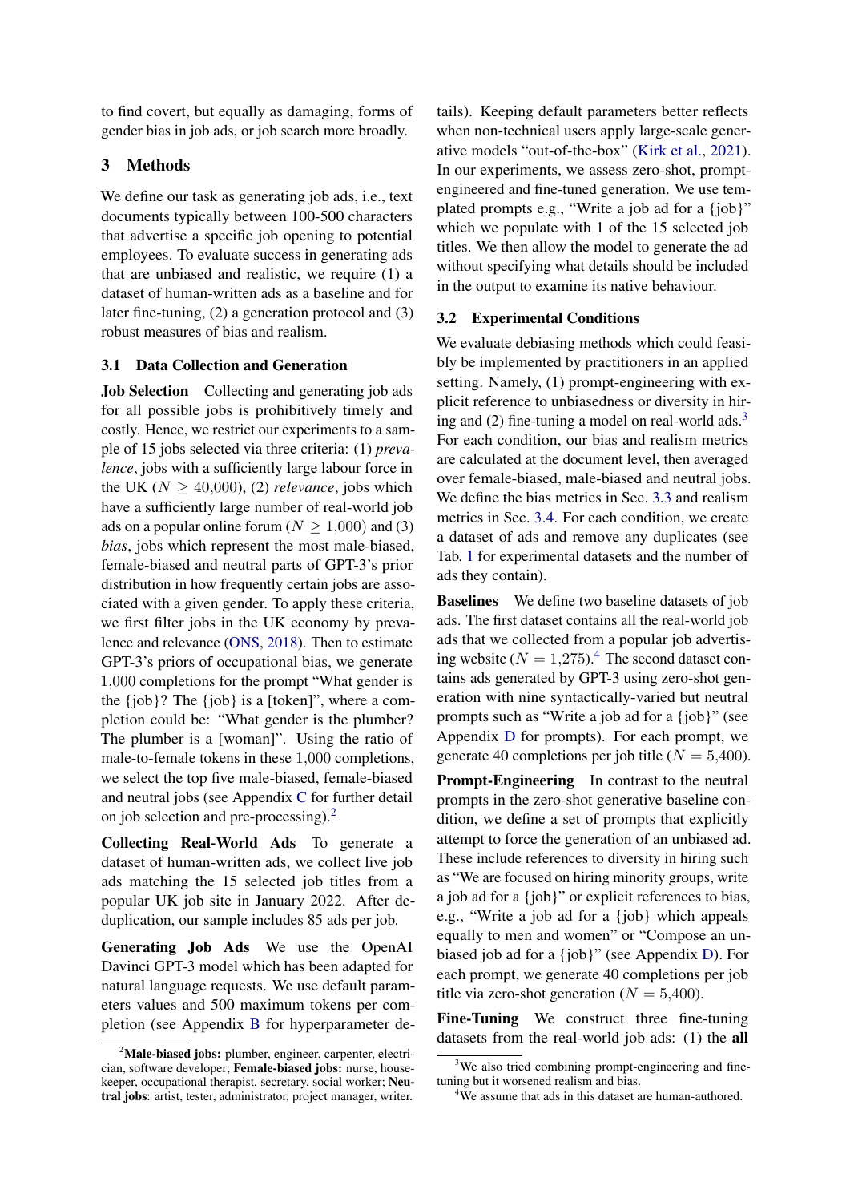to find covert, but equally as damaging, forms of gender bias in job ads, or job search more broadly.

## 3 Methods

We define our task as generating job ads, i.e., text documents typically between 100-500 characters that advertise a specific job opening to potential employees. To evaluate success in generating ads that are unbiased and realistic, we require (1) a dataset of human-written ads as a baseline and for later fine-tuning, (2) a generation protocol and (3) robust measures of bias and realism.

### 3.1 Data Collection and Generation

**Job Selection** Collecting and generating job ads for all possible jobs is prohibitively timely and costly. Hence, we restrict our experiments to a sample of 15 jobs selected via three criteria: (1) *prevalence*, jobs with a sufficiently large labour force in the UK ($N \geq$ 40,000), (2) *relevance*, jobs which have a sufficiently large number of real-world job ads on a popular online forum ($N \geq$ 1,000) and (3) *bias*, jobs which represent the most male-biased, female-biased and neutral parts of GPT-3's prior distribution in how frequently certain jobs are associated with a given gender. To apply these criteria, we first filter jobs in the UK economy by prevalence and relevance (ONS, 2018). Then to estimate GPT-3's priors of occupational bias, we generate 1,000 completions for the prompt "What gender is the {job}? The {job} is a [token]", where a completion could be: "What gender is the plumber? The plumber is a [woman]". Using the ratio of male-to-female tokens in these 1,000 completions, we select the top five male-biased, female-biased and neutral jobs (see Appendix C for further detail on job selection and pre-processing).[2]

**Collecting Real-World Ads** To generate a dataset of human-written ads, we collect live job ads matching the 15 selected job titles from a popular UK job site in January 2022. After de-duplication, our sample includes 85 ads per job.

**Generating Job Ads** We use the OpenAI Davinci GPT-3 model which has been adapted for natural language requests. We use default parameters values and 500 maximum tokens per completion (see Appendix B for hyperparameter details). Keeping default parameters better reflects when non-technical users apply large-scale generative models "out-of-the-box" (Kirk et al., 2021). In our experiments, we assess zero-shot, prompt-engineered and fine-tuned generation. We use templated prompts e.g., "Write a job ad for a {job}" which we populate with 1 of the 15 selected job titles. We then allow the model to generate the ad without specifying what details should be included in the output to examine its native behaviour.

### 3.2 Experimental Conditions

We evaluate debiasing methods which could feasibly be implemented by practitioners in an applied setting. Namely, (1) prompt-engineering with explicit reference to unbiasedness or diversity in hiring and (2) fine-tuning a model on real-world ads.[3] For each condition, our bias and realism metrics are calculated at the document level, then averaged over female-biased, male-biased and neutral jobs. We define the bias metrics in Sec. 3.3 and realism metrics in Sec. 3.4. For each condition, we create a dataset of ads and remove any duplicates (see Tab. 1 for experimental datasets and the number of ads they contain).

**Baselines** We define two baseline datasets of job ads. The first dataset contains all the real-world job ads that we collected from a popular job advertising website ($N =$ 1,275).[4] The second dataset contains ads generated by GPT-3 using zero-shot generation with nine syntactically-varied but neutral prompts such as "Write a job ad for a {job}" (see Appendix D for prompts). For each prompt, we generate 40 completions per job title ($N =$ 5,400).

**Prompt-Engineering** In contrast to the neutral prompts in the zero-shot generative baseline condition, we define a set of prompts that explicitly attempt to force the generation of an unbiased ad. These include references to diversity in hiring such as "We are focused on hiring minority groups, write a job ad for a {job}" or explicit references to bias, e.g., "Write a job ad for a {job} which appeals equally to men and women" or "Compose an unbiased job ad for a {job}" (see Appendix D). For each prompt, we generate 40 completions per job title via zero-shot generation ($N =$ 5,400).

**Fine-Tuning** We construct three fine-tuning datasets from the real-world job ads: (1) the **all**

---

[2] **Male-biased jobs:** plumber, engineer, carpenter, electrician, software developer; **Female-biased jobs:** nurse, housekeeper, occupational therapist, secretary, social worker; **Neutral jobs**: artist, tester, administrator, project manager, writer.

[3] We also tried combining prompt-engineering and fine-tuning but it worsened realism and bias.

[4] We assume that ads in this dataset are human-authored.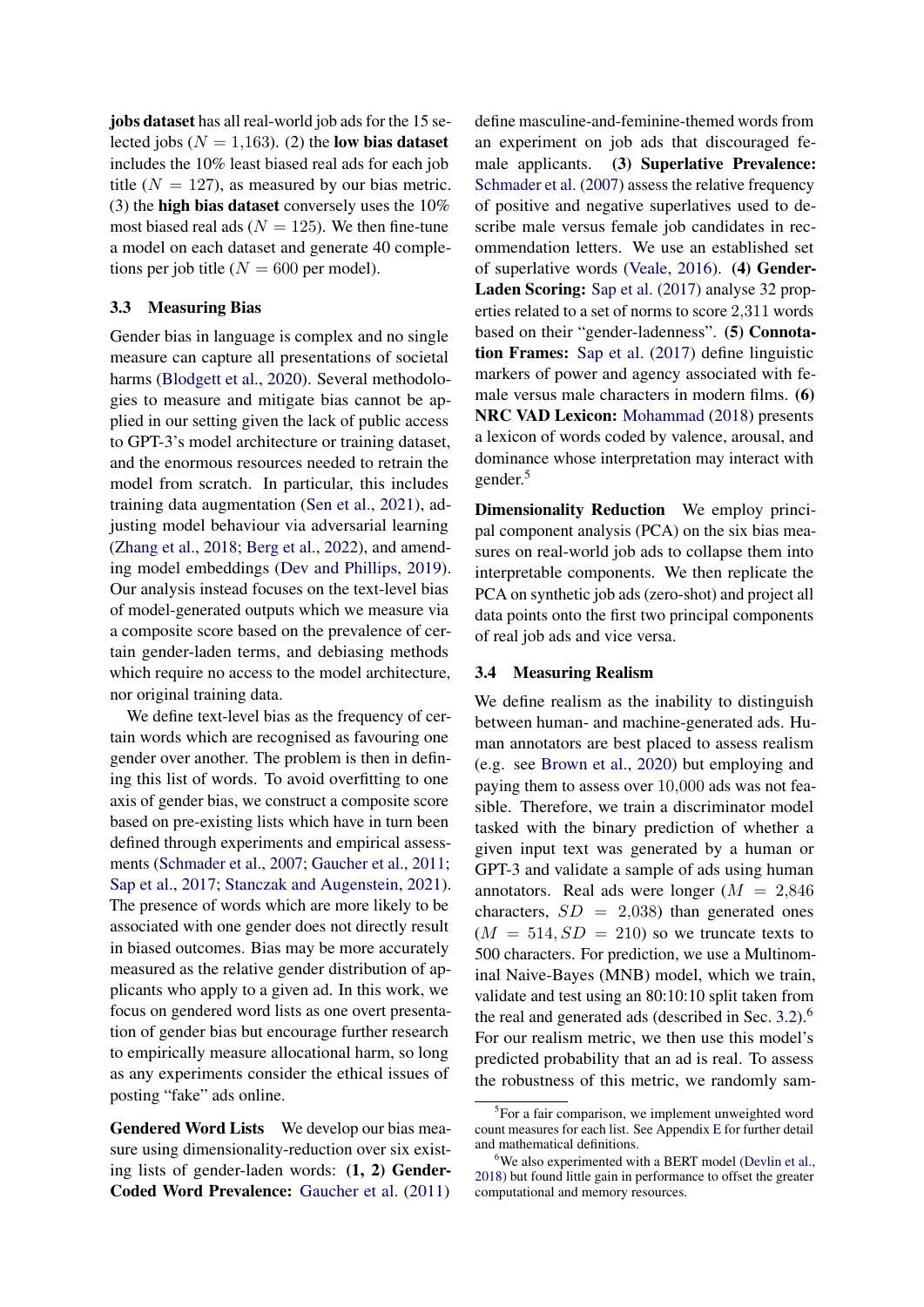**jobs dataset** has all real-world job ads for the 15 selected jobs ($N = 1{,}163$). (2) the **low bias dataset** includes the 10% least biased real ads for each job title ($N = 127$), as measured by our bias metric. (3) the **high bias dataset** conversely uses the 10% most biased real ads ($N = 125$). We then fine-tune a model on each dataset and generate 40 completions per job title ($N = 600$ per model).

### 3.3 Measuring Bias

Gender bias in language is complex and no single measure can capture all presentations of societal harms (Blodgett et al., 2020). Several methodologies to measure and mitigate bias cannot be applied in our setting given the lack of public access to GPT-3's model architecture or training dataset, and the enormous resources needed to retrain the model from scratch. In particular, this includes training data augmentation (Sen et al., 2021), adjusting model behaviour via adversarial learning (Zhang et al., 2018; Berg et al., 2022), and amending model embeddings (Dev and Phillips, 2019). Our analysis instead focuses on the text-level bias of model-generated outputs which we measure via a composite score based on the prevalence of certain gender-laden terms, and debiasing methods which require no access to the model architecture, nor original training data.

We define text-level bias as the frequency of certain words which are recognised as favouring one gender over another. The problem is then in defining this list of words. To avoid overfitting to one axis of gender bias, we construct a composite score based on pre-existing lists which have in turn been defined through experiments and empirical assessments (Schmader et al., 2007; Gaucher et al., 2011; Sap et al., 2017; Stanczak and Augenstein, 2021). The presence of words which are more likely to be associated with one gender does not directly result in biased outcomes. Bias may be more accurately measured as the relative gender distribution of applicants who apply to a given ad. In this work, we focus on gendered word lists as one overt presentation of gender bias but encourage further research to empirically measure allocational harm, so long as any experiments consider the ethical issues of posting "fake" ads online.

**Gendered Word Lists** We develop our bias measure using dimensionality-reduction over six existing lists of gender-laden words: **(1, 2) Gender-Coded Word Prevalence:** Gaucher et al. (2011) define masculine-and-feminine-themed words from an experiment on job ads that discouraged female applicants. **(3) Superlative Prevalence:** Schmader et al. (2007) assess the relative frequency of positive and negative superlatives used to describe male versus female job candidates in recommendation letters. We use an established set of superlative words (Veale, 2016). **(4) Gender-Laden Scoring:** Sap et al. (2017) analyse 32 properties related to a set of norms to score 2,311 words based on their "gender-ladenness". **(5) Connotation Frames:** Sap et al. (2017) define linguistic markers of power and agency associated with female versus male characters in modern films. **(6) NRC VAD Lexicon:** Mohammad (2018) presents a lexicon of words coded by valence, arousal, and dominance whose interpretation may interact with gender.[5]

**Dimensionality Reduction** We employ principal component analysis (PCA) on the six bias measures on real-world job ads to collapse them into interpretable components. We then replicate the PCA on synthetic job ads (zero-shot) and project all data points onto the first two principal components of real job ads and vice versa.

### 3.4 Measuring Realism

We define realism as the inability to distinguish between human- and machine-generated ads. Human annotators are best placed to assess realism (e.g. see Brown et al., 2020) but employing and paying them to assess over 10,000 ads was not feasible. Therefore, we train a discriminator model tasked with the binary prediction of whether a given input text was generated by a human or GPT-3 and validate a sample of ads using human annotators. Real ads were longer ($M = 2{,}846$ characters, $SD = 2{,}038$) than generated ones ($M = 514, SD = 210$) so we truncate texts to 500 characters. For prediction, we use a Multinomial Naive-Bayes (MNB) model, which we train, validate and test using an 80:10:10 split taken from the real and generated ads (described in Sec. 3.2).[6] For our realism metric, we then use this model's predicted probability that an ad is real. To assess the robustness of this metric, we randomly sam-

[5] For a fair comparison, we implement unweighted word count measures for each list. See Appendix E for further detail and mathematical definitions.

[6] We also experimented with a BERT model (Devlin et al., 2018) but found little gain in performance to offset the greater computational and memory resources.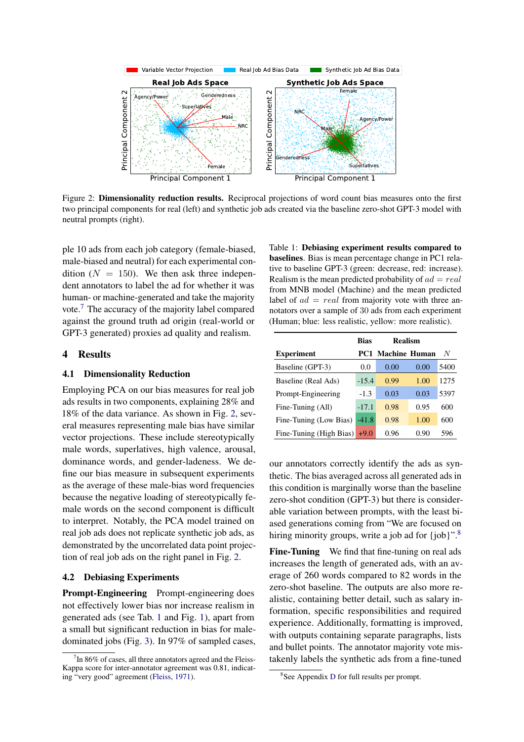Figure 2: **Dimensionality reduction results.** Reciprocal projections of word count bias measures onto the first two principal components for real (left) and synthetic job ads created via the baseline zero-shot GPT-3 model with neutral prompts (right).

ple 10 ads from each job category (female-biased, male-biased and neutral) for each experimental condition ($N = 150$). We then ask three independent annotators to label the ad for whether it was human- or machine-generated and take the majority vote.[7] The accuracy of the majority label compared against the ground truth ad origin (real-world or GPT-3 generated) proxies ad quality and realism.

## 4 Results

### 4.1 Dimensionality Reduction

Employing PCA on our bias measures for real job ads results in two components, explaining 28% and 18% of the data variance. As shown in Fig. 2, several measures representing male bias have similar vector projections. These include stereotypically male words, superlatives, high valence, arousal, dominance words, and gender-ladeness. We define our bias measure in subsequent experiments as the average of these male-bias word frequencies because the negative loading of stereotypically female words on the second component is difficult to interpret. Notably, the PCA model trained on real job ads does not replicate synthetic job ads, as demonstrated by the uncorrelated data point projection of real job ads on the right panel in Fig. 2.

### 4.2 Debiasing Experiments

**Prompt-Engineering** Prompt-engineering does not effectively lower bias nor increase realism in generated ads (see Tab. 1 and Fig. 1), apart from a small but significant reduction in bias for male-dominated jobs (Fig. 3). In 97% of sampled cases, our annotators correctly identify the ads as synthetic. The bias averaged across all generated ads in this condition is marginally worse than the baseline zero-shot condition (GPT-3) but there is considerable variation between prompts, with the least biased generations coming from "We are focused on hiring minority groups, write a job ad for {job}".[8]

Table 1: **Debiasing experiment results compared to baselines**. Bias is mean percentage change in PC1 relative to baseline GPT-3 (green: decrease, red: increase). Realism is the mean predicted probability of $ad = real$ from MNB model (Machine) and the mean predicted label of $ad = real$ from majority vote with three annotators over a sample of 30 ads from each experiment (Human; blue: less realistic, yellow: more realistic).

| | Bias | Realism | | |
|---|---|---|---|---|
| **Experiment** | **PC1** | **Machine** | **Human** | $N$ |
| Baseline (GPT-3) | 0.0 | 0.00 | 0.00 | 5400 |
| Baseline (Real Ads) | -15.4 | 0.99 | 1.00 | 1275 |
| Prompt-Engineering | -1.3 | 0.03 | 0.03 | 5397 |
| Fine-Tuning (All) | -17.1 | 0.98 | 0.95 | 600 |
| Fine-Tuning (Low Bias) | -41.8 | 0.98 | 1.00 | 600 |
| Fine-Tuning (High Bias) | +9.0 | 0.96 | 0.90 | 596 |

**Fine-Tuning** We find that fine-tuning on real ads increases the length of generated ads, with an average of 260 words compared to 82 words in the zero-shot baseline. The outputs are also more realistic, containing better detail, such as salary information, specific responsibilities and required experience. Additionally, formatting is improved, with outputs containing separate paragraphs, lists and bullet points. The annotator majority vote mistakenly labels the synthetic ads from a fine-tuned

[7] In 86% of cases, all three annotators agreed and the Fleiss-Kappa score for inter-annotator agreement was 0.81, indicating "very good" agreement (Fleiss, 1971).

[8] See Appendix D for full results per prompt.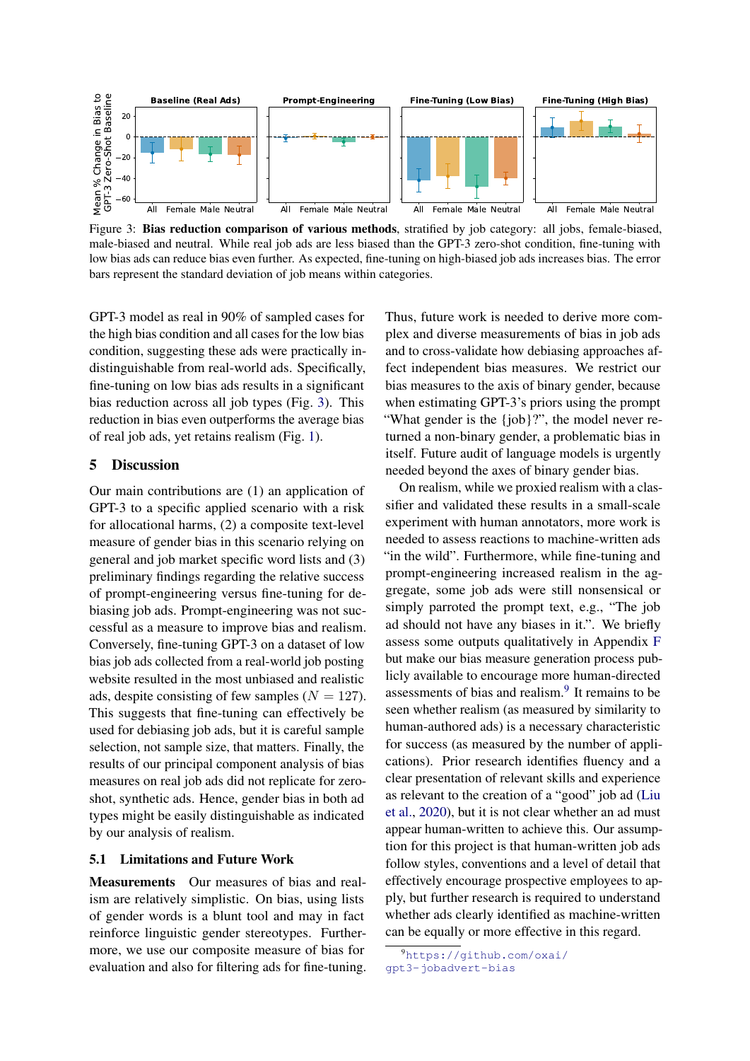Figure 3: **Bias reduction comparison of various methods**, stratified by job category: all jobs, female-biased, male-biased and neutral. While real job ads are less biased than the GPT-3 zero-shot condition, fine-tuning with low bias ads can reduce bias even further. As expected, fine-tuning on high-biased job ads increases bias. The error bars represent the standard deviation of job means within categories.

GPT-3 model as real in 90% of sampled cases for the high bias condition and all cases for the low bias condition, suggesting these ads were practically indistinguishable from real-world ads. Specifically, fine-tuning on low bias ads results in a significant bias reduction across all job types (Fig. 3). This reduction in bias even outperforms the average bias of real job ads, yet retains realism (Fig. 1).

## 5 Discussion

Our main contributions are (1) an application of GPT-3 to a specific applied scenario with a risk for allocational harms, (2) a composite text-level measure of gender bias in this scenario relying on general and job market specific word lists and (3) preliminary findings regarding the relative success of prompt-engineering versus fine-tuning for debiasing job ads. Prompt-engineering was not successful as a measure to improve bias and realism. Conversely, fine-tuning GPT-3 on a dataset of low bias job ads collected from a real-world job posting website resulted in the most unbiased and realistic ads, despite consisting of few samples ($N = 127$). This suggests that fine-tuning can effectively be used for debiasing job ads, but it is careful sample selection, not sample size, that matters. Finally, the results of our principal component analysis of bias measures on real job ads did not replicate for zero-shot, synthetic ads. Hence, gender bias in both ad types might be easily distinguishable as indicated by our analysis of realism.

### 5.1 Limitations and Future Work

**Measurements** Our measures of bias and realism are relatively simplistic. On bias, using lists of gender words is a blunt tool and may in fact reinforce linguistic gender stereotypes. Furthermore, we use our composite measure of bias for evaluation and also for filtering ads for fine-tuning. Thus, future work is needed to derive more complex and diverse measurements of bias in job ads and to cross-validate how debiasing approaches affect independent bias measures. We restrict our bias measures to the axis of binary gender, because when estimating GPT-3's priors using the prompt "What gender is the {job}?", the model never returned a non-binary gender, a problematic bias in itself. Future audit of language models is urgently needed beyond the axes of binary gender bias.

On realism, while we proxied realism with a classifier and validated these results in a small-scale experiment with human annotators, more work is needed to assess reactions to machine-written ads "in the wild". Furthermore, while fine-tuning and prompt-engineering increased realism in the aggregate, some job ads were still nonsensical or simply parroted the prompt text, e.g., "The job ad should not have any biases in it.". We briefly assess some outputs qualitatively in Appendix F but make our bias measure generation process publicly available to encourage more human-directed assessments of bias and realism.[9] It remains to be seen whether realism (as measured by similarity to human-authored ads) is a necessary characteristic for success (as measured by the number of applications). Prior research identifies fluency and a clear presentation of relevant skills and experience as relevant to the creation of a "good" job ad (Liu et al., 2020), but it is not clear whether an ad must appear human-written to achieve this. Our assumption for this project is that human-written job ads follow styles, conventions and a level of detail that effectively encourage prospective employees to apply, but further research is required to understand whether ads clearly identified as machine-written can be equally or more effective in this regard.

[9] https://github.com/oxai/gpt3-jobadvert-bias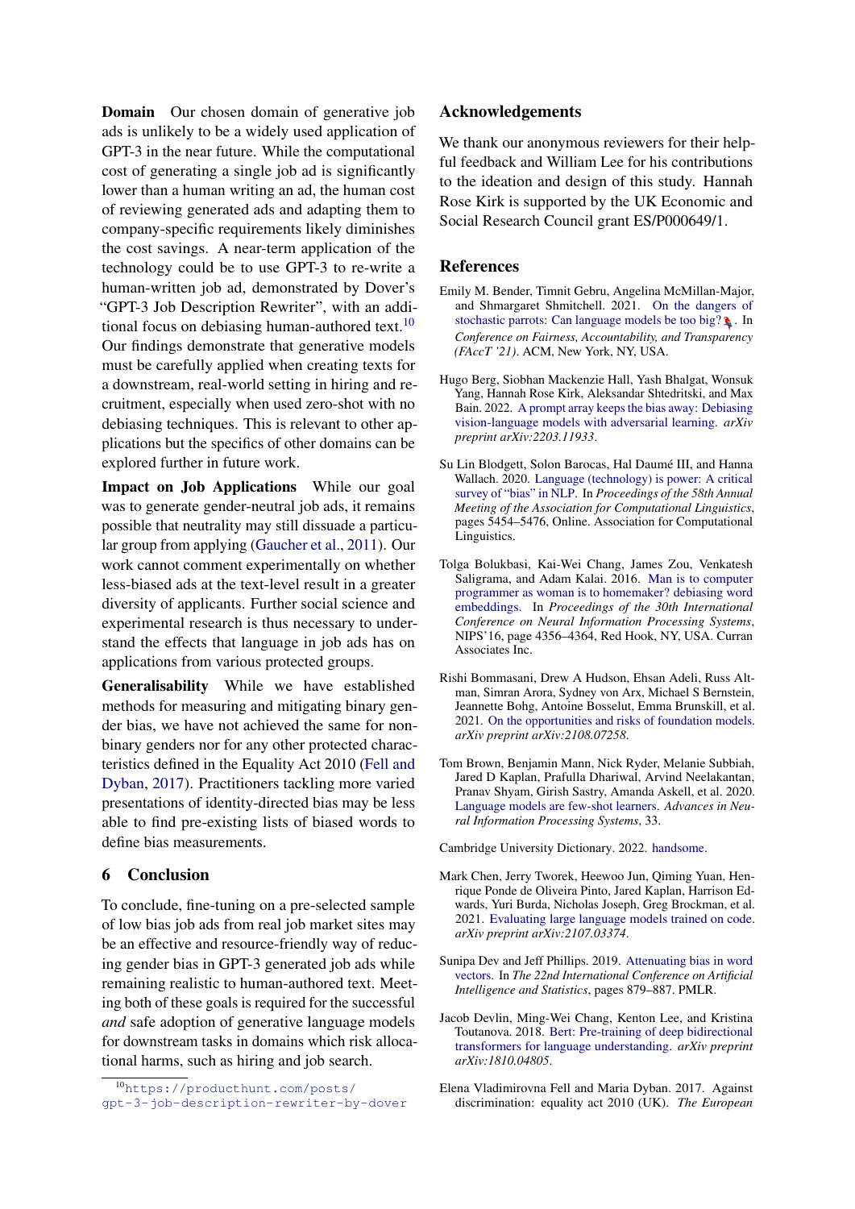**Domain** Our chosen domain of generative job ads is unlikely to be a widely used application of GPT-3 in the near future. While the computational cost of generating a single job ad is significantly lower than a human writing an ad, the human cost of reviewing generated ads and adapting them to company-specific requirements likely diminishes the cost savings. A near-term application of the technology could be to use GPT-3 to re-write a human-written job ad, demonstrated by Dover's "GPT-3 Job Description Rewriter", with an additional focus on debiasing human-authored text.[10] Our findings demonstrate that generative models must be carefully applied when creating texts for a downstream, real-world setting in hiring and recruitment, especially when used zero-shot with no debiasing techniques. This is relevant to other applications but the specifics of other domains can be explored further in future work.

**Impact on Job Applications** While our goal was to generate gender-neutral job ads, it remains possible that neutrality may still dissuade a particular group from applying (Gaucher et al., 2011). Our work cannot comment experimentally on whether less-biased ads at the text-level result in a greater diversity of applicants. Further social science and experimental research is thus necessary to understand the effects that language in job ads has on applications from various protected groups.

**Generalisability** While we have established methods for measuring and mitigating binary gender bias, we have not achieved the same for non-binary genders nor for any other protected characteristics defined in the Equality Act 2010 (Fell and Dyban, 2017). Practitioners tackling more varied presentations of identity-directed bias may be less able to find pre-existing lists of biased words to define bias measurements.

## 6 Conclusion

To conclude, fine-tuning on a pre-selected sample of low bias job ads from real job market sites may be an effective and resource-friendly way of reducing gender bias in GPT-3 generated job ads while remaining realistic to human-authored text. Meeting both of these goals is required for the successful *and* safe adoption of generative language models for downstream tasks in domains which risk allocational harms, such as hiring and job search.

[10] https://producthunt.com/posts/gpt-3-job-description-rewriter-by-dover

## Acknowledgements

We thank our anonymous reviewers for their helpful feedback and William Lee for his contributions to the ideation and design of this study. Hannah Rose Kirk is supported by the UK Economic and Social Research Council grant ES/P000649/1.

## References

Emily M. Bender, Timnit Gebru, Angelina McMillan-Major, and Shmargaret Shmitchell. 2021. On the dangers of stochastic parrots: Can language models be too big? 🦜. In *Conference on Fairness, Accountability, and Transparency (FAccT '21)*. ACM, New York, NY, USA.

Hugo Berg, Siobhan Mackenzie Hall, Yash Bhalgat, Wonsuk Yang, Hannah Rose Kirk, Aleksandar Shtedritski, and Max Bain. 2022. A prompt array keeps the bias away: Debiasing vision-language models with adversarial learning. *arXiv preprint arXiv:2203.11933*.

Su Lin Blodgett, Solon Barocas, Hal Daumé III, and Hanna Wallach. 2020. Language (technology) is power: A critical survey of "bias" in NLP. In *Proceedings of the 58th Annual Meeting of the Association for Computational Linguistics*, pages 5454–5476, Online. Association for Computational Linguistics.

Tolga Bolukbasi, Kai-Wei Chang, James Zou, Venkatesh Saligrama, and Adam Kalai. 2016. Man is to computer programmer as woman is to homemaker? debiasing word embeddings. In *Proceedings of the 30th International Conference on Neural Information Processing Systems*, NIPS'16, page 4356–4364, Red Hook, NY, USA. Curran Associates Inc.

Rishi Bommasani, Drew A Hudson, Ehsan Adeli, Russ Altman, Simran Arora, Sydney von Arx, Michael S Bernstein, Jeannette Bohg, Antoine Bosselut, Emma Brunskill, et al. 2021. On the opportunities and risks of foundation models. *arXiv preprint arXiv:2108.07258*.

Tom Brown, Benjamin Mann, Nick Ryder, Melanie Subbiah, Jared D Kaplan, Prafulla Dhariwal, Arvind Neelakantan, Pranav Shyam, Girish Sastry, Amanda Askell, et al. 2020. Language models are few-shot learners. *Advances in Neural Information Processing Systems*, 33.

Cambridge University Dictionary. 2022. handsome.

Mark Chen, Jerry Tworek, Heewoo Jun, Qiming Yuan, Henrique Ponde de Oliveira Pinto, Jared Kaplan, Harrison Edwards, Yuri Burda, Nicholas Joseph, Greg Brockman, et al. 2021. Evaluating large language models trained on code. *arXiv preprint arXiv:2107.03374*.

Sunipa Dev and Jeff Phillips. 2019. Attenuating bias in word vectors. In *The 22nd International Conference on Artificial Intelligence and Statistics*, pages 879–887. PMLR.

Jacob Devlin, Ming-Wei Chang, Kenton Lee, and Kristina Toutanova. 2018. Bert: Pre-training of deep bidirectional transformers for language understanding. *arXiv preprint arXiv:1810.04805*.

Elena Vladimirovna Fell and Maria Dyban. 2017. Against discrimination: equality act 2010 (UK). *The European*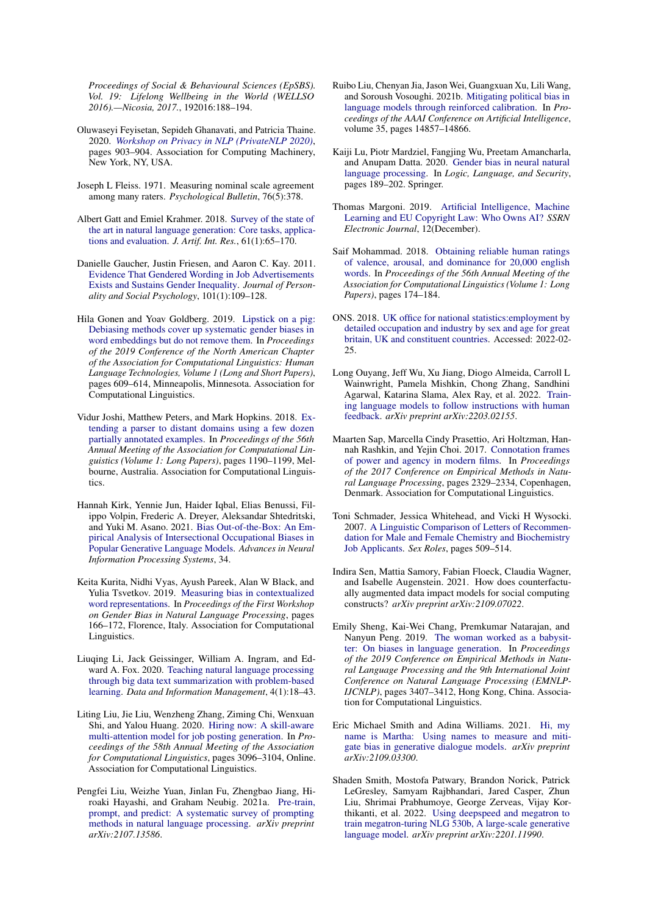*Proceedings of Social & Behavioural Sciences (EpSBS). Vol. 19: Lifelong Wellbeing in the World (WELLSO 2016).—Nicosia, 2017.*, 192016:188–194.

Oluwaseyi Feyisetan, Sepideh Ghanavati, and Patricia Thaine. 2020. *Workshop on Privacy in NLP (PrivateNLP 2020)*, pages 903–904. Association for Computing Machinery, New York, NY, USA.

Joseph L Fleiss. 1971. Measuring nominal scale agreement among many raters. *Psychological Bulletin*, 76(5):378.

Albert Gatt and Emiel Krahmer. 2018. Survey of the state of the art in natural language generation: Core tasks, applications and evaluation. *J. Artif. Int. Res.*, 61(1):65–170.

Danielle Gaucher, Justin Friesen, and Aaron C. Kay. 2011. Evidence That Gendered Wording in Job Advertisements Exists and Sustains Gender Inequality. *Journal of Personality and Social Psychology*, 101(1):109–128.

Hila Gonen and Yoav Goldberg. 2019. Lipstick on a pig: Debiasing methods cover up systematic gender biases in word embeddings but do not remove them. In *Proceedings of the 2019 Conference of the North American Chapter of the Association for Computational Linguistics: Human Language Technologies, Volume 1 (Long and Short Papers)*, pages 609–614, Minneapolis, Minnesota. Association for Computational Linguistics.

Vidur Joshi, Matthew Peters, and Mark Hopkins. 2018. Extending a parser to distant domains using a few dozen partially annotated examples. In *Proceedings of the 56th Annual Meeting of the Association for Computational Linguistics (Volume 1: Long Papers)*, pages 1190–1199, Melbourne, Australia. Association for Computational Linguistics.

Hannah Kirk, Yennie Jun, Haider Iqbal, Elias Benussi, Filippo Volpin, Frederic A. Dreyer, Aleksandar Shtedritski, and Yuki M. Asano. 2021. Bias Out-of-the-Box: An Empirical Analysis of Intersectional Occupational Biases in Popular Generative Language Models. *Advances in Neural Information Processing Systems*, 34.

Keita Kurita, Nidhi Vyas, Ayush Pareek, Alan W Black, and Yulia Tsvetkov. 2019. Measuring bias in contextualized word representations. In *Proceedings of the First Workshop on Gender Bias in Natural Language Processing*, pages 166–172, Florence, Italy. Association for Computational Linguistics.

Liuqing Li, Jack Geissinger, William A. Ingram, and Edward A. Fox. 2020. Teaching natural language processing through big data text summarization with problem-based learning. *Data and Information Management*, 4(1):18–43.

Liting Liu, Jie Liu, Wenzheng Zhang, Ziming Chi, Wenxuan Shi, and Yalou Huang. 2020. Hiring now: A skill-aware multi-attention model for job posting generation. In *Proceedings of the 58th Annual Meeting of the Association for Computational Linguistics*, pages 3096–3104, Online. Association for Computational Linguistics.

Pengfei Liu, Weizhe Yuan, Jinlan Fu, Zhengbao Jiang, Hiroaki Hayashi, and Graham Neubig. 2021a. Pre-train, prompt, and predict: A systematic survey of prompting methods in natural language processing. *arXiv preprint arXiv:2107.13586*.

Ruibo Liu, Chenyan Jia, Jason Wei, Guangxuan Xu, Lili Wang, and Soroush Vosoughi. 2021b. Mitigating political bias in language models through reinforced calibration. In *Proceedings of the AAAI Conference on Artificial Intelligence*, volume 35, pages 14857–14866.

Kaiji Lu, Piotr Mardziel, Fangjing Wu, Preetam Amancharla, and Anupam Datta. 2020. Gender bias in neural natural language processing. In *Logic, Language, and Security*, pages 189–202. Springer.

Thomas Margoni. 2019. Artificial Intelligence, Machine Learning and EU Copyright Law: Who Owns AI? *SSRN Electronic Journal*, 12(December).

Saif Mohammad. 2018. Obtaining reliable human ratings of valence, arousal, and dominance for 20,000 english words. In *Proceedings of the 56th Annual Meeting of the Association for Computational Linguistics (Volume 1: Long Papers)*, pages 174–184.

ONS. 2018. UK office for national statistics:employment by detailed occupation and industry by sex and age for great britain, UK and constituent countries. Accessed: 2022-02-25.

Long Ouyang, Jeff Wu, Xu Jiang, Diogo Almeida, Carroll L Wainwright, Pamela Mishkin, Chong Zhang, Sandhini Agarwal, Katarina Slama, Alex Ray, et al. 2022. Training language models to follow instructions with human feedback. *arXiv preprint arXiv:2203.02155*.

Maarten Sap, Marcella Cindy Prasettio, Ari Holtzman, Hannah Rashkin, and Yejin Choi. 2017. Connotation frames of power and agency in modern films. In *Proceedings of the 2017 Conference on Empirical Methods in Natural Language Processing*, pages 2329–2334, Copenhagen, Denmark. Association for Computational Linguistics.

Toni Schmader, Jessica Whitehead, and Vicki H Wysocki. 2007. A Linguistic Comparison of Letters of Recommendation for Male and Female Chemistry and Biochemistry Job Applicants. *Sex Roles*, pages 509–514.

Indira Sen, Mattia Samory, Fabian Floeck, Claudia Wagner, and Isabelle Augenstein. 2021. How does counterfactually augmented data impact models for social computing constructs? *arXiv preprint arXiv:2109.07022*.

Emily Sheng, Kai-Wei Chang, Premkumar Natarajan, and Nanyun Peng. 2019. The woman worked as a babysitter: On biases in language generation. In *Proceedings of the 2019 Conference on Empirical Methods in Natural Language Processing and the 9th International Joint Conference on Natural Language Processing (EMNLP-IJCNLP)*, pages 3407–3412, Hong Kong, China. Association for Computational Linguistics.

Eric Michael Smith and Adina Williams. 2021. Hi, my name is Martha: Using names to measure and mitigate bias in generative dialogue models. *arXiv preprint arXiv:2109.03300*.

Shaden Smith, Mostofa Patwary, Brandon Norick, Patrick LeGresley, Samyam Rajbhandari, Jared Casper, Zhun Liu, Shrimai Prabhumoye, George Zerveas, Vijay Korthikanti, et al. 2022. Using deepspeed and megatron to train megatron-turing NLG 530b, A large-scale generative language model. *arXiv preprint arXiv:2201.11990*.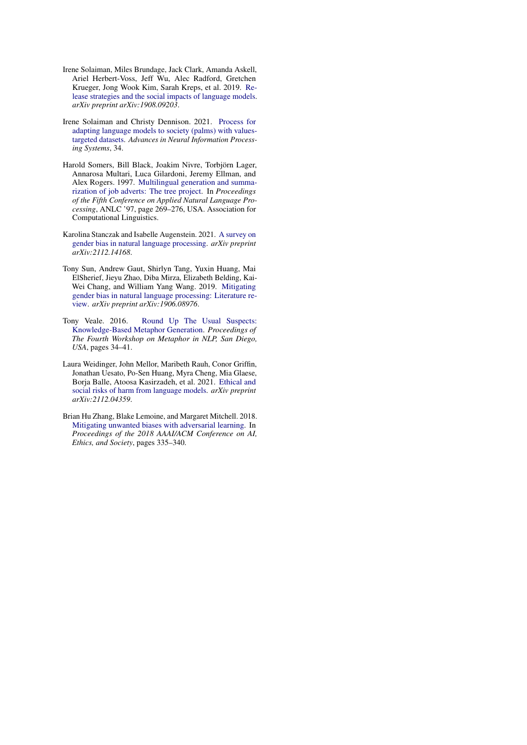Irene Solaiman, Miles Brundage, Jack Clark, Amanda Askell, Ariel Herbert-Voss, Jeff Wu, Alec Radford, Gretchen Krueger, Jong Wook Kim, Sarah Kreps, et al. 2019. Release strategies and the social impacts of language models. *arXiv preprint arXiv:1908.09203*.

Irene Solaiman and Christy Dennison. 2021. Process for adapting language models to society (palms) with values-targeted datasets. *Advances in Neural Information Processing Systems*, 34.

Harold Somers, Bill Black, Joakim Nivre, Torbjörn Lager, Annarosa Multari, Luca Gilardoni, Jeremy Ellman, and Alex Rogers. 1997. Multilingual generation and summarization of job adverts: The tree project. In *Proceedings of the Fifth Conference on Applied Natural Language Processing*, ANLC '97, page 269–276, USA. Association for Computational Linguistics.

Karolina Stanczak and Isabelle Augenstein. 2021. A survey on gender bias in natural language processing. *arXiv preprint arXiv:2112.14168*.

Tony Sun, Andrew Gaut, Shirlyn Tang, Yuxin Huang, Mai ElSherief, Jieyu Zhao, Diba Mirza, Elizabeth Belding, Kai-Wei Chang, and William Yang Wang. 2019. Mitigating gender bias in natural language processing: Literature review. *arXiv preprint arXiv:1906.08976*.

Tony Veale. 2016. Round Up The Usual Suspects: Knowledge-Based Metaphor Generation. *Proceedings of The Fourth Workshop on Metaphor in NLP, San Diego, USA*, pages 34–41.

Laura Weidinger, John Mellor, Maribeth Rauh, Conor Griffin, Jonathan Uesato, Po-Sen Huang, Myra Cheng, Mia Glaese, Borja Balle, Atoosa Kasirzadeh, et al. 2021. Ethical and social risks of harm from language models. *arXiv preprint arXiv:2112.04359*.

Brian Hu Zhang, Blake Lemoine, and Margaret Mitchell. 2018. Mitigating unwanted biases with adversarial learning. In *Proceedings of the 2018 AAAI/ACM Conference on AI, Ethics, and Society*, pages 335–340.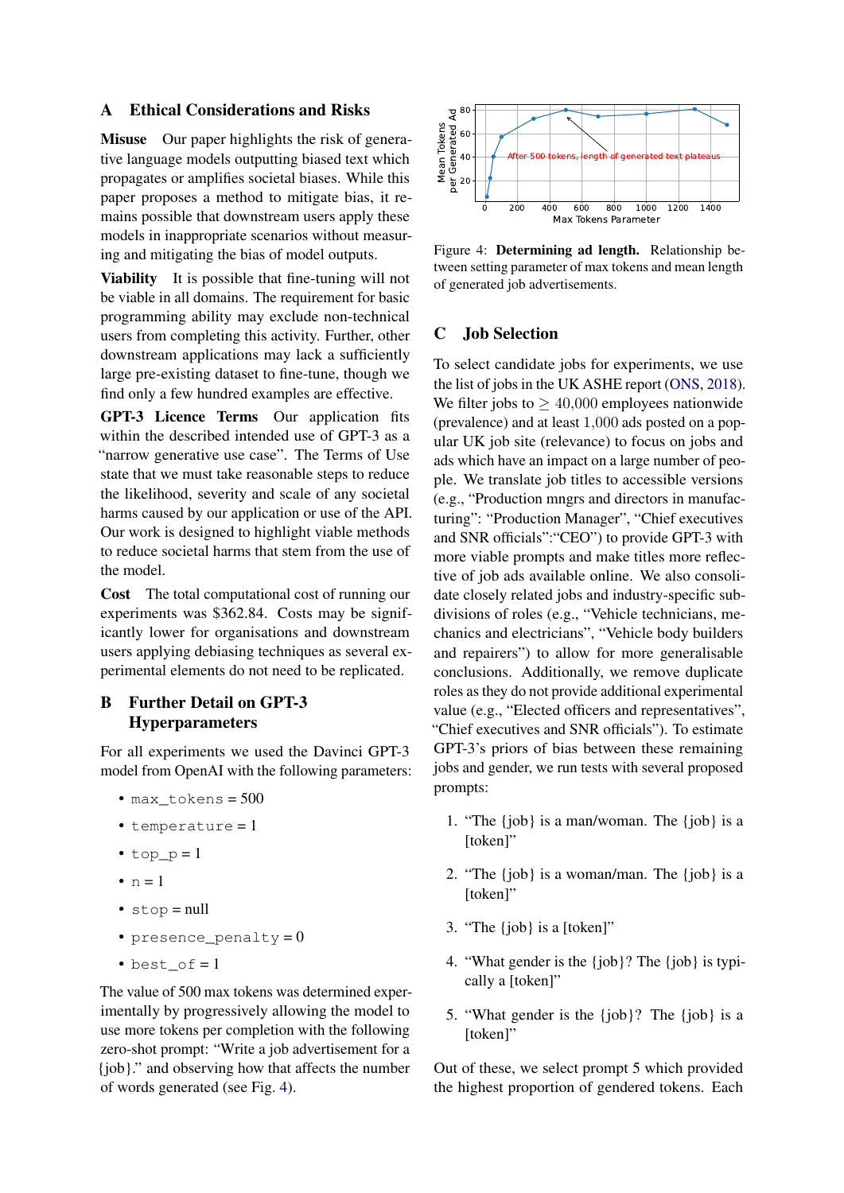## A Ethical Considerations and Risks

**Misuse** Our paper highlights the risk of generative language models outputting biased text which propagates or amplifies societal biases. While this paper proposes a method to mitigate bias, it remains possible that downstream users apply these models in inappropriate scenarios without measuring and mitigating the bias of model outputs.

**Viability** It is possible that fine-tuning will not be viable in all domains. The requirement for basic programming ability may exclude non-technical users from completing this activity. Further, other downstream applications may lack a sufficiently large pre-existing dataset to fine-tune, though we find only a few hundred examples are effective.

**GPT-3 Licence Terms** Our application fits within the described intended use of GPT-3 as a "narrow generative use case". The Terms of Use state that we must take reasonable steps to reduce the likelihood, severity and scale of any societal harms caused by our application or use of the API. Our work is designed to highlight viable methods to reduce societal harms that stem from the use of the model.

**Cost** The total computational cost of running our experiments was \$362.84. Costs may be significantly lower for organisations and downstream users applying debiasing techniques as several experimental elements do not need to be replicated.

## B Further Detail on GPT-3 Hyperparameters

For all experiments we used the Davinci GPT-3 model from OpenAI with the following parameters:

- `max_tokens` = 500
- `temperature` = 1
- `top_p` = 1
- `n` = 1
- `stop` = null
- `presence_penalty` = 0
- `best_of` = 1

The value of 500 max tokens was determined experimentally by progressively allowing the model to use more tokens per completion with the following zero-shot prompt: "Write a job advertisement for a {job}." and observing how that affects the number of words generated (see Fig. 4).

Figure 4: **Determining ad length.** Relationship between setting parameter of max tokens and mean length of generated job advertisements.

## C Job Selection

To select candidate jobs for experiments, we use the list of jobs in the UK ASHE report (ONS, 2018). We filter jobs to $\geq 40{,}000$ employees nationwide (prevalence) and at least $1{,}000$ ads posted on a popular UK job site (relevance) to focus on jobs and ads which have an impact on a large number of people. We translate job titles to accessible versions (e.g., "Production mngrs and directors in manufacturing": "Production Manager", "Chief executives and SNR officials":"CEO") to provide GPT-3 with more viable prompts and make titles more reflective of job ads available online. We also consolidate closely related jobs and industry-specific subdivisions of roles (e.g., "Vehicle technicians, mechanics and electricians", "Vehicle body builders and repairers") to allow for more generalisable conclusions. Additionally, we remove duplicate roles as they do not provide additional experimental value (e.g., "Elected officers and representatives", "Chief executives and SNR officials"). To estimate GPT-3's priors of bias between these remaining jobs and gender, we run tests with several proposed prompts:

1. "The {job} is a man/woman. The {job} is a [token]"
2. "The {job} is a woman/man. The {job} is a [token]"
3. "The {job} is a [token]"
4. "What gender is the {job}? The {job} is typically a [token]"
5. "What gender is the {job}? The {job} is a [token]"

Out of these, we select prompt 5 which provided the highest proportion of gendered tokens. Each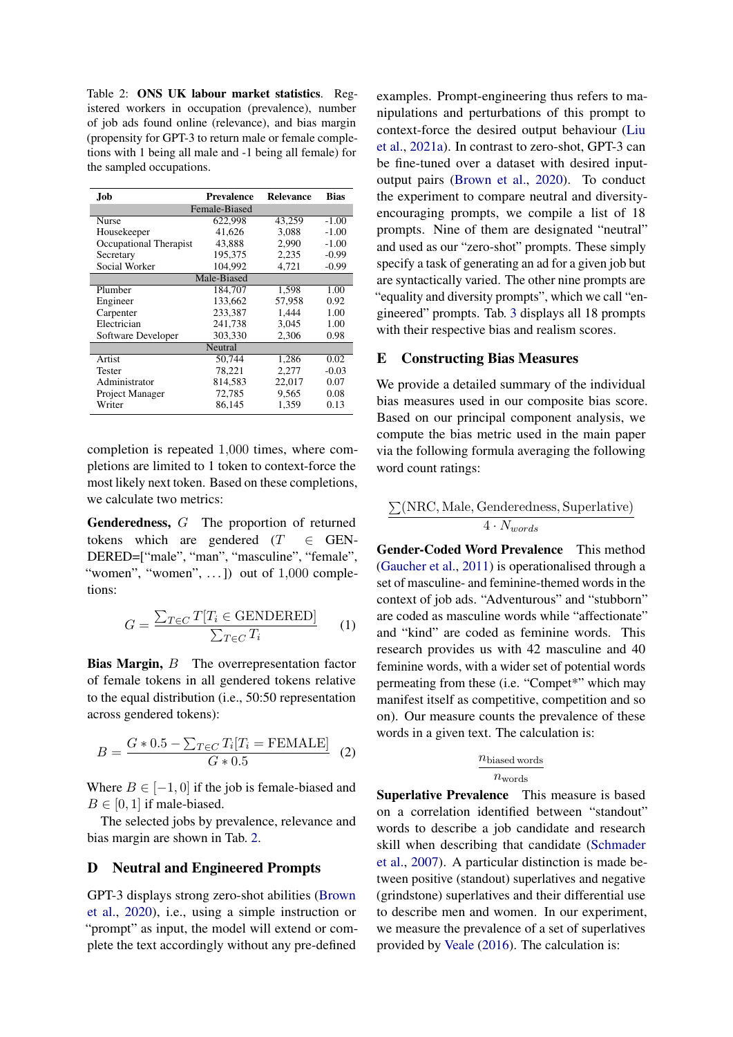Table 2: **ONS UK labour market statistics**. Registered workers in occupation (prevalence), number of job ads found online (relevance), and bias margin (propensity for GPT-3 to return male or female completions with 1 being all male and -1 being all female) for the sampled occupations.

| Job | Prevalence | Relevance | Bias |
|---|---|---|---|
| *Female-Biased* | | | |
| Nurse | 622,998 | 43,259 | -1.00 |
| Housekeeper | 41,626 | 3,088 | -1.00 |
| Occupational Therapist | 43,888 | 2,990 | -1.00 |
| Secretary | 195,375 | 2,235 | -0.99 |
| Social Worker | 104,992 | 4,721 | -0.99 |
| *Male-Biased* | | | |
| Plumber | 184,707 | 1,598 | 1.00 |
| Engineer | 133,662 | 57,958 | 0.92 |
| Carpenter | 233,387 | 1,444 | 1.00 |
| Electrician | 241,738 | 3,045 | 1.00 |
| Software Developer | 303,330 | 2,306 | 0.98 |
| *Neutral* | | | |
| Artist | 50,744 | 1,286 | 0.02 |
| Tester | 78,221 | 2,277 | -0.03 |
| Administrator | 814,583 | 22,017 | 0.07 |
| Project Manager | 72,785 | 9,565 | 0.08 |
| Writer | 86,145 | 1,359 | 0.13 |

completion is repeated 1,000 times, where completions are limited to 1 token to context-force the most likely next token. Based on these completions, we calculate two metrics:

**Genderedness,** $G$ The proportion of returned tokens which are gendered ($T \in$ GENDERED=["male", "man", "masculine", "female", "women", "women", ...]) out of 1,000 completions:

$$G = \frac{\sum_{T \in C} T[T_i \in \text{GENDERED}]}{\sum_{T \in C} T_i} \quad (1)$$

**Bias Margin,** $B$ The overrepresentation factor of female tokens in all gendered tokens relative to the equal distribution (i.e., 50:50 representation across gendered tokens):

$$B = \frac{G * 0.5 - \sum_{T \in C} T_i[T_i = \text{FEMALE}]}{G * 0.5} \quad (2)$$

Where $B \in [-1, 0]$ if the job is female-biased and $B \in [0, 1]$ if male-biased.

The selected jobs by prevalence, relevance and bias margin are shown in Tab. 2.

## D Neutral and Engineered Prompts

GPT-3 displays strong zero-shot abilities (Brown et al., 2020), i.e., using a simple instruction or "prompt" as input, the model will extend or complete the text accordingly without any pre-defined examples. Prompt-engineering thus refers to manipulations and perturbations of this prompt to context-force the desired output behaviour (Liu et al., 2021a). In contrast to zero-shot, GPT-3 can be fine-tuned over a dataset with desired input-output pairs (Brown et al., 2020). To conduct the experiment to compare neutral and diversity-encouraging prompts, we compile a list of 18 prompts. Nine of them are designated "neutral" and used as our "zero-shot" prompts. These simply specify a task of generating an ad for a given job but are syntactically varied. The other nine prompts are "equality and diversity prompts", which we call "engineered" prompts. Tab. 3 displays all 18 prompts with their respective bias and realism scores.

## E Constructing Bias Measures

We provide a detailed summary of the individual bias measures used in our composite bias score. Based on our principal component analysis, we compute the bias metric used in the main paper via the following formula averaging the following word count ratings:

$$\frac{\sum(\text{NRC}, \text{Male}, \text{Genderedness}, \text{Superlative})}{4 \cdot N_{words}}$$

**Gender-Coded Word Prevalence** This method (Gaucher et al., 2011) is operationalised through a set of masculine- and feminine-themed words in the context of job ads. "Adventurous" and "stubborn" are coded as masculine words while "affectionate" and "kind" are coded as feminine words. This research provides us with 42 masculine and 40 feminine words, with a wider set of potential words permeating from these (i.e. "Compet*" which may manifest itself as competitive, competition and so on). Our measure counts the prevalence of these words in a given text. The calculation is:

$$\frac{n_{\text{biased words}}}{n_{\text{words}}}$$

**Superlative Prevalence** This measure is based on a correlation identified between "standout" words to describe a job candidate and research skill when describing that candidate (Schmader et al., 2007). A particular distinction is made between positive (standout) superlatives and negative (grindstone) superlatives and their differential use to describe men and women. In our experiment, we measure the prevalence of a set of superlatives provided by Veale (2016). The calculation is: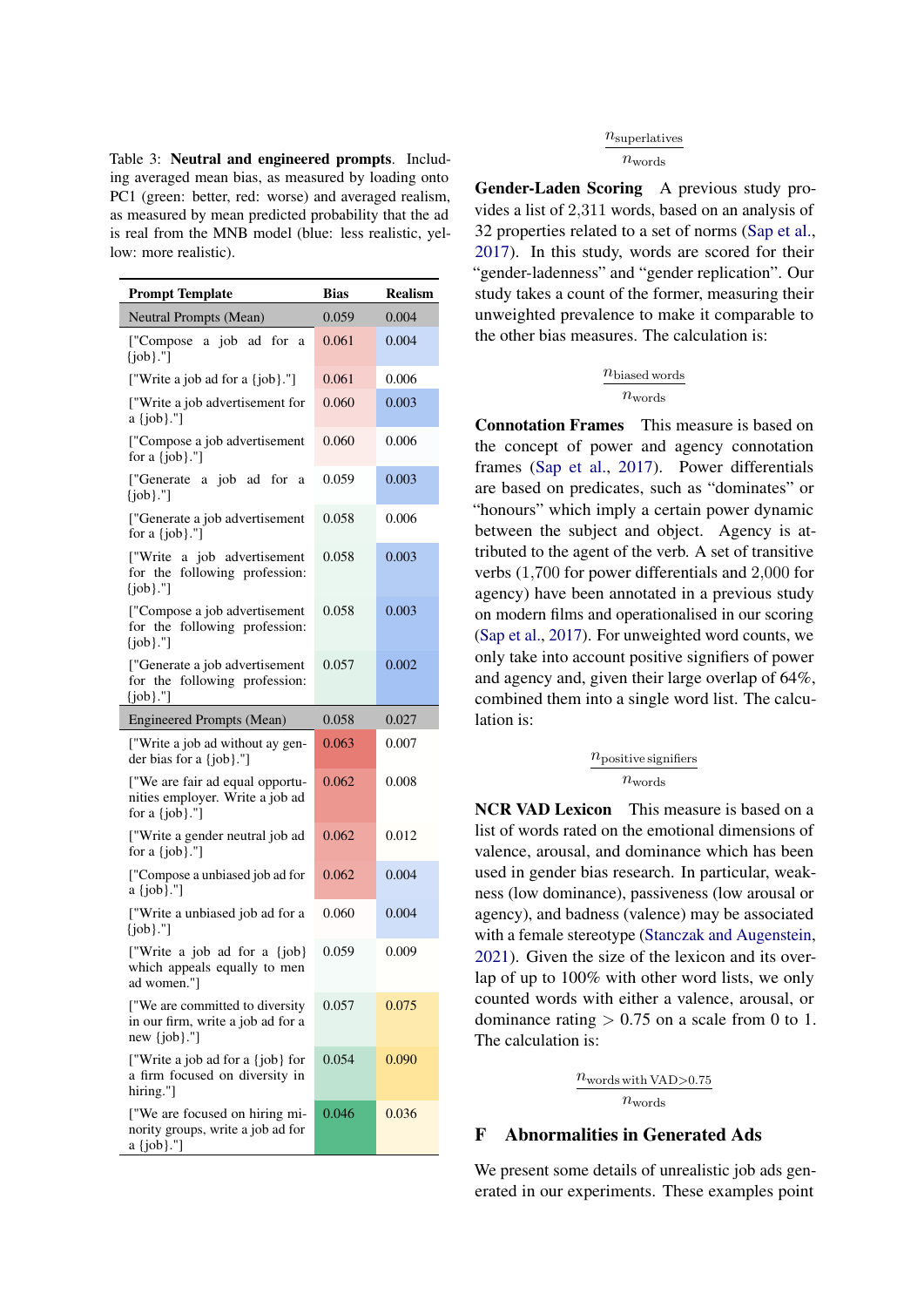Table 3: **Neutral and engineered prompts**. Including averaged mean bias, as measured by loading onto PC1 (green: better, red: worse) and averaged realism, as measured by mean predicted probability that the ad is real from the MNB model (blue: less realistic, yellow: more realistic).

| Prompt Template | Bias | Realism |
|---|---|---|
| Neutral Prompts (Mean) | 0.059 | 0.004 |
| ["Compose a job ad for a {job}."] | 0.061 | 0.004 |
| ["Write a job ad for a {job}."] | 0.061 | 0.006 |
| ["Write a job advertisement for a {job}."] | 0.060 | 0.003 |
| ["Compose a job advertisement for a {job}."] | 0.060 | 0.006 |
| ["Generate a job ad for a {job}."] | 0.059 | 0.003 |
| ["Generate a job advertisement for a {job}."] | 0.058 | 0.006 |
| ["Write a job advertisement for the following profession: {job}."] | 0.058 | 0.003 |
| ["Compose a job advertisement for the following profession: {job}."] | 0.058 | 0.003 |
| ["Generate a job advertisement for the following profession: {job}."] | 0.057 | 0.002 |
| Engineered Prompts (Mean) | 0.058 | 0.027 |
| ["Write a job ad without ay gender bias for a {job}."] | 0.063 | 0.007 |
| ["We are fair ad equal opportunities employer. Write a job ad for a {job}."] | 0.062 | 0.008 |
| ["Write a gender neutral job ad for a {job}."] | 0.062 | 0.012 |
| ["Compose a unbiased job ad for a {job}."] | 0.062 | 0.004 |
| ["Write a unbiased job ad for a {job}."] | 0.060 | 0.004 |
| ["Write a job ad for a {job} which appeals equally to men ad women."] | 0.059 | 0.009 |
| ["We are committed to diversity in our firm, write a job ad for a new {job}."] | 0.057 | 0.075 |
| ["Write a job ad for a {job} for a firm focused on diversity in hiring."] | 0.054 | 0.090 |
| ["We are focused on hiring minority groups, write a job ad for a {job}."] | 0.046 | 0.036 |

$$\frac{n_{\text{superlatives}}}{n_{\text{words}}}$$

**Gender-Laden Scoring** A previous study provides a list of 2,311 words, based on an analysis of 32 properties related to a set of norms (Sap et al., 2017). In this study, words are scored for their "gender-ladenness" and "gender replication". Our study takes a count of the former, measuring their unweighted prevalence to make it comparable to the other bias measures. The calculation is:

$$\frac{n_{\text{biased words}}}{n_{\text{words}}}$$

**Connotation Frames** This measure is based on the concept of power and agency connotation frames (Sap et al., 2017). Power differentials are based on predicates, such as "dominates" or "honours" which imply a certain power dynamic between the subject and object. Agency is attributed to the agent of the verb. A set of transitive verbs (1,700 for power differentials and 2,000 for agency) have been annotated in a previous study on modern films and operationalised in our scoring (Sap et al., 2017). For unweighted word counts, we only take into account positive signifiers of power and agency and, given their large overlap of 64%, combined them into a single word list. The calculation is:

$$\frac{n_{\text{positive signifiers}}}{n_{\text{words}}}$$

**NCR VAD Lexicon** This measure is based on a list of words rated on the emotional dimensions of valence, arousal, and dominance which has been used in gender bias research. In particular, weakness (low dominance), passiveness (low arousal or agency), and badness (valence) may be associated with a female stereotype (Stanczak and Augenstein, 2021). Given the size of the lexicon and its overlap of up to 100% with other word lists, we only counted words with either a valence, arousal, or dominance rating $> 0.75$ on a scale from 0 to 1. The calculation is:

$$\frac{n_{\text{words with VAD}>0.75}}{n_{\text{words}}}$$

## F Abnormalities in Generated Ads

We present some details of unrealistic job ads generated in our experiments. These examples point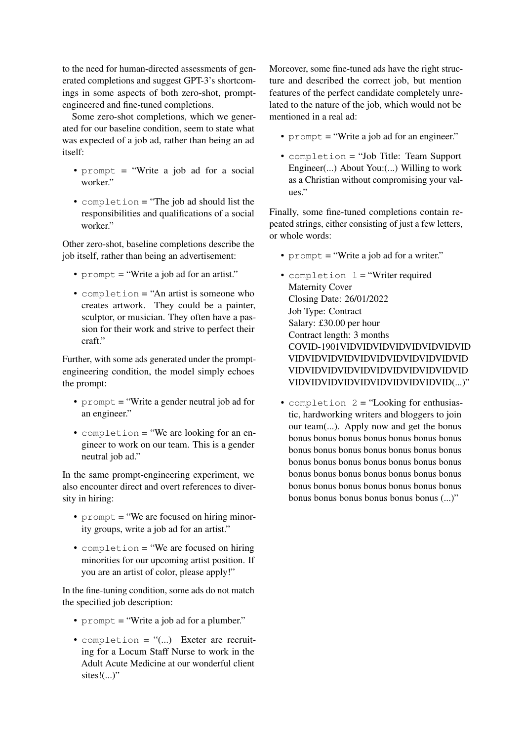to the need for human-directed assessments of generated completions and suggest GPT-3's shortcomings in some aspects of both zero-shot, prompt-engineered and fine-tuned completions.

Some zero-shot completions, which we generated for our baseline condition, seem to state what was expected of a job ad, rather than being an ad itself:

- `prompt` = "Write a job ad for a social worker."
- `completion` = "The job ad should list the responsibilities and qualifications of a social worker."

Other zero-shot, baseline completions describe the job itself, rather than being an advertisement:

- `prompt` = "Write a job ad for an artist."
- `completion` = "An artist is someone who creates artwork. They could be a painter, sculptor, or musician. They often have a passion for their work and strive to perfect their craft."

Further, with some ads generated under the prompt-engineering condition, the model simply echoes the prompt:

- `prompt` = "Write a gender neutral job ad for an engineer."
- `completion` = "We are looking for an engineer to work on our team. This is a gender neutral job ad."

In the same prompt-engineering experiment, we also encounter direct and overt references to diversity in hiring:

- `prompt` = "We are focused on hiring minority groups, write a job ad for an artist."
- `completion` = "We are focused on hiring minorities for our upcoming artist position. If you are an artist of color, please apply!"

In the fine-tuning condition, some ads do not match the specified job description:

- `prompt` = "Write a job ad for a plumber."
- `completion` = "(...) Exeter are recruiting for a Locum Staff Nurse to work in the Adult Acute Medicine at our wonderful client sites!(...)"

Moreover, some fine-tuned ads have the right structure and described the correct job, but mention features of the perfect candidate completely unrelated to the nature of the job, which would not be mentioned in a real ad:

- `prompt` = "Write a job ad for an engineer."
- `completion` = "Job Title: Team Support Engineer(...) About You:(...) Willing to work as a Christian without compromising your values."

Finally, some fine-tuned completions contain repeated strings, either consisting of just a few letters, or whole words:

- `prompt` = "Write a job ad for a writer."
- `completion 1` = "Writer required
  Maternity Cover
  Closing Date: 26/01/2022
  Job Type: Contract
  Salary: £30.00 per hour
  Contract length: 3 months
  COVID-1901VIDVIDVIDVIDVIDVIDVIDVID VIDVIDVIDVIDVIDVIDVIDVIDVIDVID VIDVIDVIDVIDVIDVIDVIDVIDVIDVID VIDVIDVIDVIDVIDVIDVIDVIDVIDVID(...)"
- `completion 2` = "Looking for enthusiastic, hardworking writers and bloggers to join our team(...). Apply now and get the bonus bonus bonus bonus bonus bonus bonus bonus bonus bonus bonus bonus bonus bonus bonus bonus bonus bonus bonus bonus bonus bonus bonus bonus bonus bonus bonus bonus bonus bonus bonus bonus bonus bonus bonus bonus bonus bonus bonus bonus bonus bonus bonus bonus bonus bonus bonus (...)"